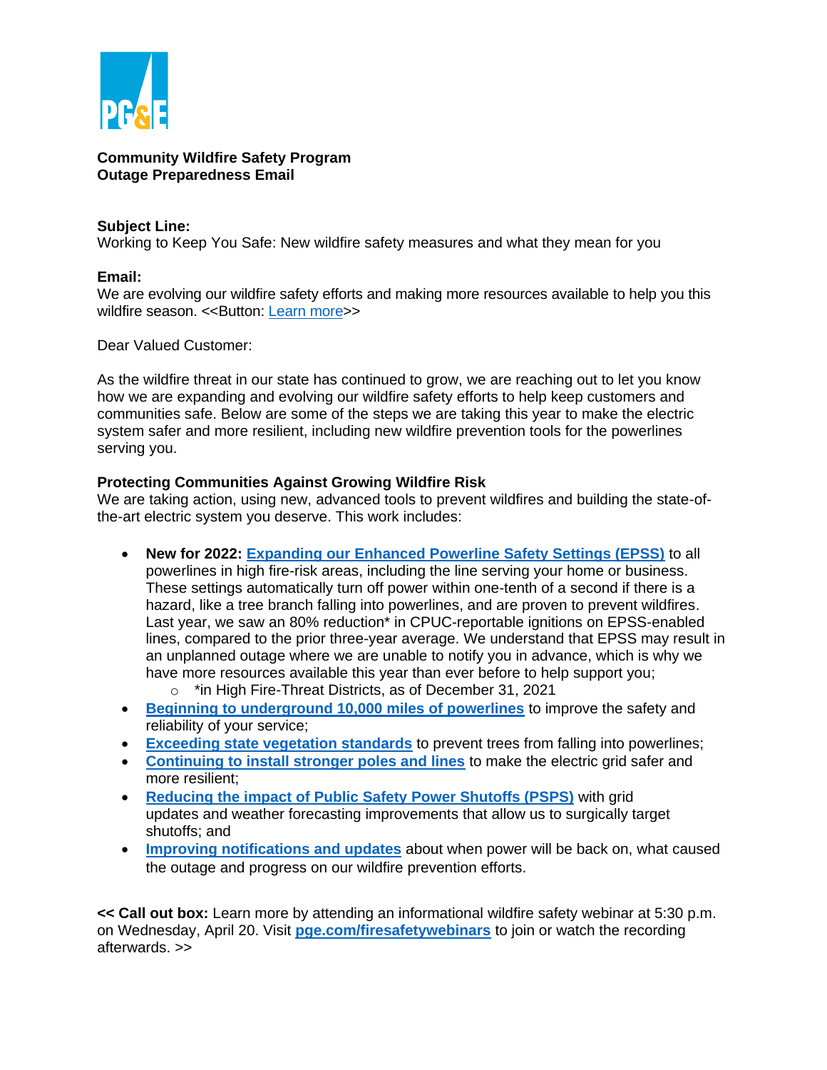**Community Wildfire Safety Program**
**Outage Preparedness Email**

**Subject Line:**
Working to Keep You Safe: New wildfire safety measures and what they mean for you

**Email:**
We are evolving our wildfire safety efforts and making more resources available to help you this wildfire season. <<Button: Learn more>>

Dear Valued Customer:

As the wildfire threat in our state has continued to grow, we are reaching out to let you know how we are expanding and evolving our wildfire safety efforts to help keep customers and communities safe. Below are some of the steps we are taking this year to make the electric system safer and more resilient, including new wildfire prevention tools for the powerlines serving you.

**Protecting Communities Against Growing Wildfire Risk**
We are taking action, using new, advanced tools to prevent wildfires and building the state-of-the-art electric system you deserve. This work includes:

- **New for 2022: Expanding our Enhanced Powerline Safety Settings (EPSS)** to all powerlines in high fire-risk areas, including the line serving your home or business. These settings automatically turn off power within one-tenth of a second if there is a hazard, like a tree branch falling into powerlines, and are proven to prevent wildfires. Last year, we saw an 80% reduction* in CPUC-reportable ignitions on EPSS-enabled lines, compared to the prior three-year average. We understand that EPSS may result in an unplanned outage where we are unable to notify you in advance, which is why we have more resources available this year than ever before to help support you;
  - *in High Fire-Threat Districts, as of December 31, 2021
- **Beginning to underground 10,000 miles of powerlines** to improve the safety and reliability of your service;
- **Exceeding state vegetation standards** to prevent trees from falling into powerlines;
- **Continuing to install stronger poles and lines** to make the electric grid safer and more resilient;
- **Reducing the impact of Public Safety Power Shutoffs (PSPS)** with grid updates and weather forecasting improvements that allow us to surgically target shutoffs; and
- **Improving notifications and updates** about when power will be back on, what caused the outage and progress on our wildfire prevention efforts.

**<< Call out box:** Learn more by attending an informational wildfire safety webinar at 5:30 p.m. on Wednesday, April 20. Visit **pge.com/firesafetywebinars** to join or watch the recording afterwards. >>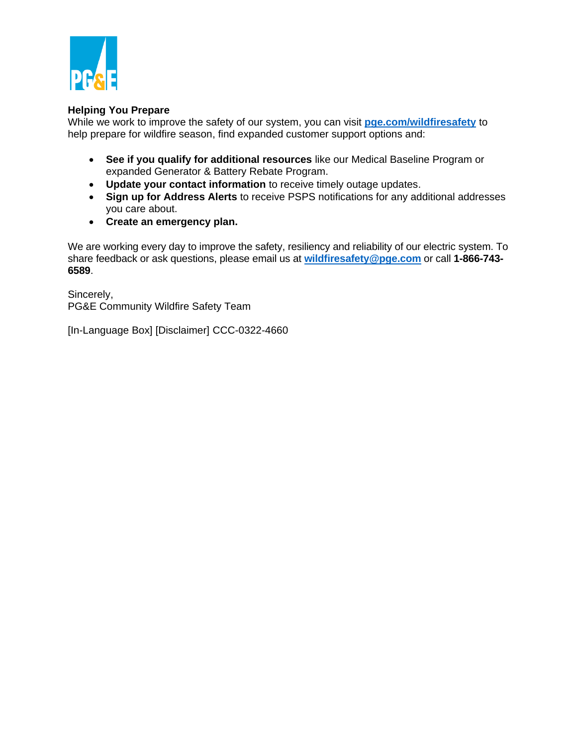**Helping You Prepare**

While we work to improve the safety of our system, you can visit **pge.com/wildfiresafety** to help prepare for wildfire season, find expanded customer support options and:

- **See if you qualify for additional resources** like our Medical Baseline Program or expanded Generator & Battery Rebate Program.
- **Update your contact information** to receive timely outage updates.
- **Sign up for Address Alerts** to receive PSPS notifications for any additional addresses you care about.
- **Create an emergency plan.**

We are working every day to improve the safety, resiliency and reliability of our electric system. To share feedback or ask questions, please email us at **wildfiresafety@pge.com** or call **1-866-743-6589**.

Sincerely,
PG&E Community Wildfire Safety Team

[In-Language Box] [Disclaimer] CCC-0322-4660